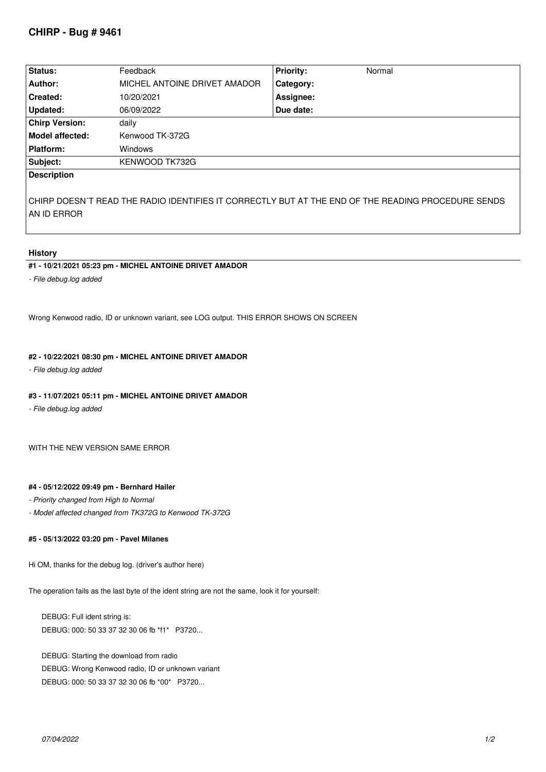# CHIRP - Bug # 9461

| Status: | Feedback | Priority: | Normal |
|---|---|---|---|
| Author: | MICHEL ANTOINE DRIVET AMADOR | Category: | |
| Created: | 10/20/2021 | Assignee: | |
| Updated: | 06/09/2022 | Due date: | |
| Chirp Version: | daily | | |
| Model affected: | Kenwood TK-372G | | |
| Platform: | Windows | | |
| Subject: | KENWOOD TK732G | | |

**Description**

CHIRP DOESN´T READ THE RADIO IDENTIFIES IT CORRECTLY BUT AT THE END OF THE READING PROCEDURE SENDS AN ID ERROR

## History

### #1 - 10/21/2021 05:23 pm - MICHEL ANTOINE DRIVET AMADOR

*- File debug.log added*

Wrong Kenwood radio, ID or unknown variant, see LOG output. THIS ERROR SHOWS ON SCREEN

### #2 - 10/22/2021 08:30 pm - MICHEL ANTOINE DRIVET AMADOR

*- File debug.log added*

### #3 - 11/07/2021 05:11 pm - MICHEL ANTOINE DRIVET AMADOR

*- File debug.log added*

WITH THE NEW VERSION SAME ERROR

### #4 - 05/12/2022 09:49 pm - Bernhard Hailer

*- Priority changed from High to Normal*

*- Model affected changed from TK372G to Kenwood TK-372G*

### #5 - 05/13/2022 03:20 pm - Pavel Milanes

Hi OM, thanks for the debug log. (driver's author here)

The operation fails as the last byte of the ident string are not the same, look it for yourself:

```
DEBUG: Full ident string is:
DEBUG: 000: 50 33 37 32 30 06 fb *f1*   P3720...

DEBUG: Starting the download from radio
DEBUG: Wrong Kenwood radio, ID or unknown variant
DEBUG: 000: 50 33 37 32 30 06 fb *00*   P3720...
```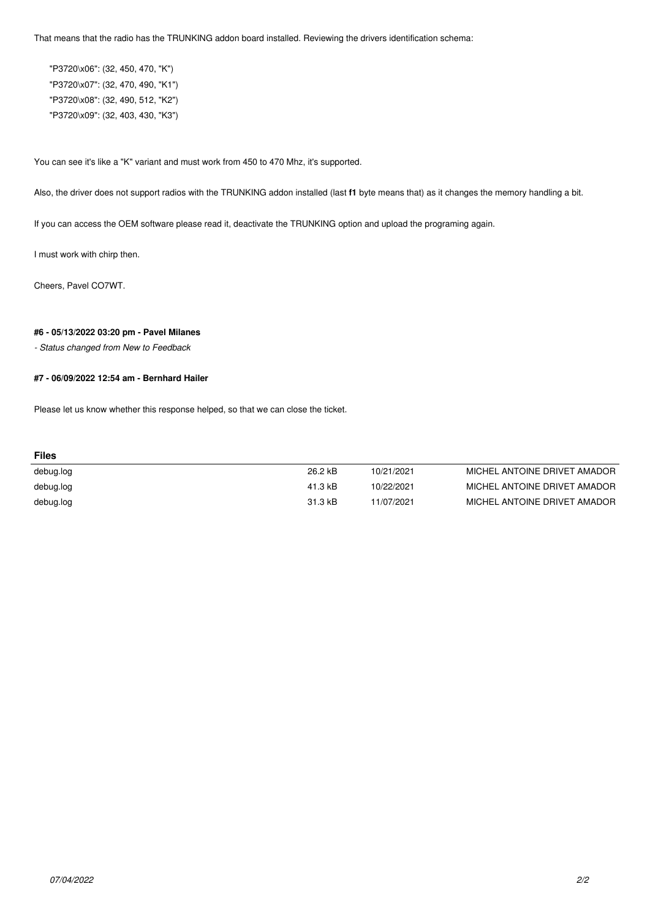That means that the radio has the TRUNKING addon board installed. Reviewing the drivers identification schema:

"P3720\x06": (32, 450, 470, "K")
"P3720\x07": (32, 470, 490, "K1")
"P3720\x08": (32, 490, 512, "K2")
"P3720\x09": (32, 403, 430, "K3")

You can see it's like a "K" variant and must work from 450 to 470 Mhz, it's supported.

Also, the driver does not support radios with the TRUNKING addon installed (last **f1** byte means that) as it changes the memory handling a bit.

If you can access the OEM software please read it, deactivate the TRUNKING option and upload the programing again.

I must work with chirp then.

Cheers, Pavel CO7WT.

#### #6 - 05/13/2022 03:20 pm - Pavel Milanes

*- Status changed from New to Feedback*

#### #7 - 06/09/2022 12:54 am - Bernhard Hailer

Please let us know whether this response helped, so that we can close the ticket.

### Files

| | | | |
|---|---|---|---|
| debug.log | 26.2 kB | 10/21/2021 | MICHEL ANTOINE DRIVET AMADOR |
| debug.log | 41.3 kB | 10/22/2021 | MICHEL ANTOINE DRIVET AMADOR |
| debug.log | 31.3 kB | 11/07/2021 | MICHEL ANTOINE DRIVET AMADOR |